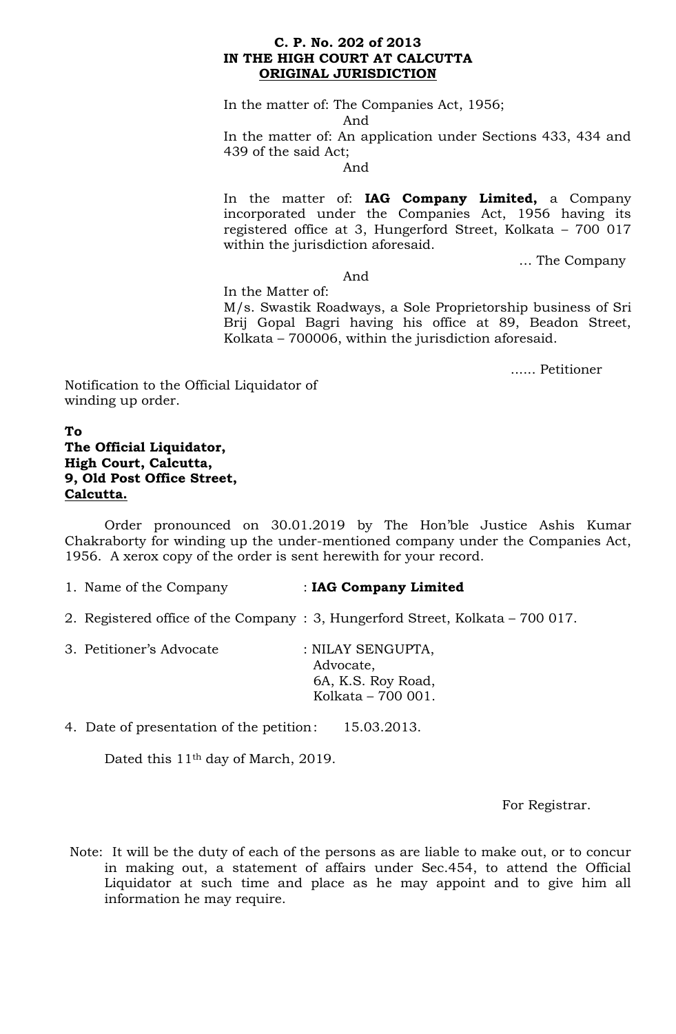**C. P. No. 202 of 2013**
**IN THE HIGH COURT AT CALCUTTA**
**ORIGINAL JURISDICTION**

In the matter of: The Companies Act, 1956;

And

In the matter of: An application under Sections 433, 434 and 439 of the said Act;

And

In the matter of: **IAG Company Limited,** a Company incorporated under the Companies Act, 1956 having its registered office at 3, Hungerford Street, Kolkata – 700 017 within the jurisdiction aforesaid.

… The Company

And

In the Matter of:
M/s. Swastik Roadways, a Sole Proprietorship business of Sri Brij Gopal Bagri having his office at 89, Beadon Street, Kolkata – 700006, within the jurisdiction aforesaid.

...... Petitioner

Notification to the Official Liquidator of winding up order.

**To**
**The Official Liquidator,**
**High Court, Calcutta,**
**9, Old Post Office Street,**
**Calcutta.**

Order pronounced on 30.01.2019 by The Hon'ble Justice Ashis Kumar Chakraborty for winding up the under-mentioned company under the Companies Act, 1956. A xerox copy of the order is sent herewith for your record.

1. Name of the Company : **IAG Company Limited**
2. Registered office of the Company : 3, Hungerford Street, Kolkata – 700 017.
3. Petitioner's Advocate : NILAY SENGUPTA, Advocate, 6A, K.S. Roy Road, Kolkata – 700 001.
4. Date of presentation of the petition : 15.03.2013.

Dated this 11th day of March, 2019.

For Registrar.

Note: It will be the duty of each of the persons as are liable to make out, or to concur in making out, a statement of affairs under Sec.454, to attend the Official Liquidator at such time and place as he may appoint and to give him all information he may require.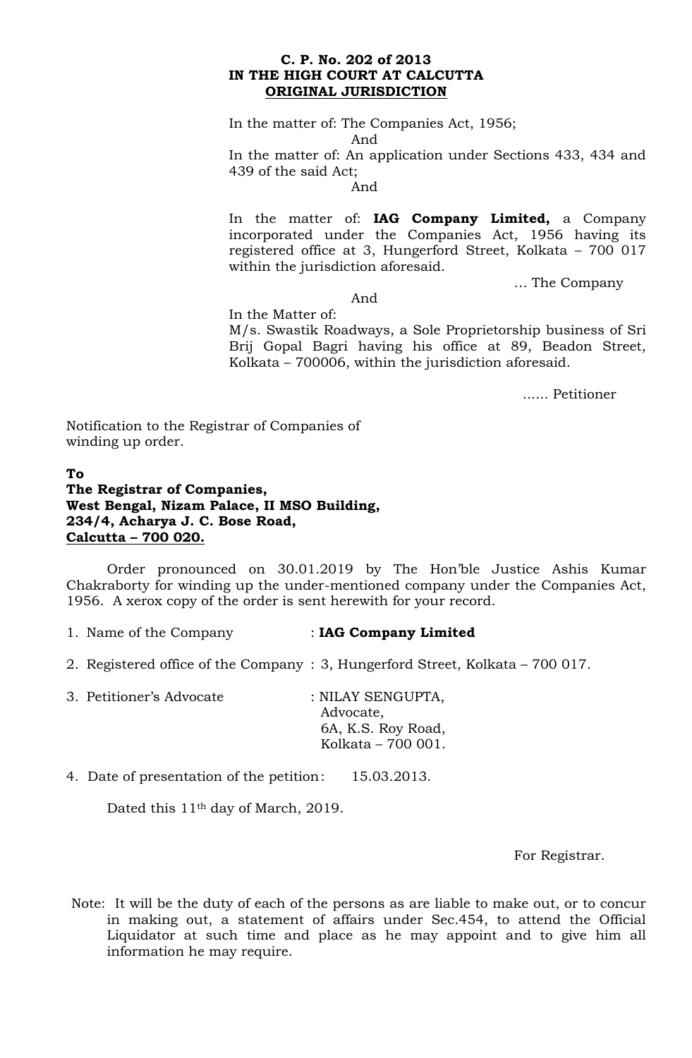**C. P. No. 202 of 2013**
**IN THE HIGH COURT AT CALCUTTA**
**ORIGINAL JURISDICTION**

In the matter of: The Companies Act, 1956;

And

In the matter of: An application under Sections 433, 434 and 439 of the said Act;

And

In the matter of: **IAG Company Limited,** a Company incorporated under the Companies Act, 1956 having its registered office at 3, Hungerford Street, Kolkata – 700 017 within the jurisdiction aforesaid.

… The Company

And

In the Matter of:
M/s. Swastik Roadways, a Sole Proprietorship business of Sri Brij Gopal Bagri having his office at 89, Beadon Street, Kolkata – 700006, within the jurisdiction aforesaid.

…… Petitioner

Notification to the Registrar of Companies of winding up order.

**To**
**The Registrar of Companies,**
**West Bengal, Nizam Palace, II MSO Building,**
**234/4, Acharya J. C. Bose Road,**
**Calcutta – 700 020.**

Order pronounced on 30.01.2019 by The Hon'ble Justice Ashis Kumar Chakraborty for winding up the under-mentioned company under the Companies Act, 1956. A xerox copy of the order is sent herewith for your record.

1. Name of the Company : **IAG Company Limited**
2. Registered office of the Company : 3, Hungerford Street, Kolkata – 700 017.
3. Petitioner's Advocate : NILAY SENGUPTA, Advocate, 6A, K.S. Roy Road, Kolkata – 700 001.
4. Date of presentation of the petition : 15.03.2013.

Dated this 11th day of March, 2019.

For Registrar.

Note: It will be the duty of each of the persons as are liable to make out, or to concur in making out, a statement of affairs under Sec.454, to attend the Official Liquidator at such time and place as he may appoint and to give him all information he may require.